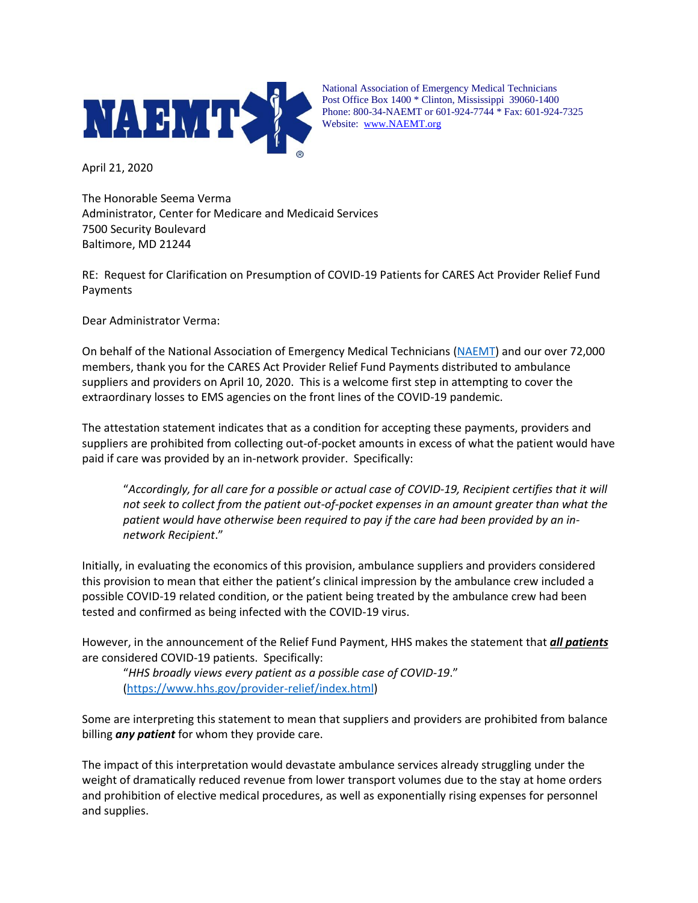**NAEMT**

National Association of Emergency Medical Technicians
Post Office Box 1400 * Clinton, Mississippi 39060-1400
Phone: 800-34-NAEMT or 601-924-7744 * Fax: 601-924-7325
Website: [www.NAEMT.org](http://www.NAEMT.org)

April 21, 2020

The Honorable Seema Verma
Administrator, Center for Medicare and Medicaid Services
7500 Security Boulevard
Baltimore, MD 21244

RE: Request for Clarification on Presumption of COVID-19 Patients for CARES Act Provider Relief Fund Payments

Dear Administrator Verma:

On behalf of the National Association of Emergency Medical Technicians ([NAEMT](http://www.NAEMT.org)) and our over 72,000 members, thank you for the CARES Act Provider Relief Fund Payments distributed to ambulance suppliers and providers on April 10, 2020. This is a welcome first step in attempting to cover the extraordinary losses to EMS agencies on the front lines of the COVID-19 pandemic.

The attestation statement indicates that as a condition for accepting these payments, providers and suppliers are prohibited from collecting out-of-pocket amounts in excess of what the patient would have paid if care was provided by an in-network provider. Specifically:

> "*Accordingly, for all care for a possible or actual case of COVID-19, Recipient certifies that it will not seek to collect from the patient out-of-pocket expenses in an amount greater than what the patient would have otherwise been required to pay if the care had been provided by an in-network Recipient*."

Initially, in evaluating the economics of this provision, ambulance suppliers and providers considered this provision to mean that either the patient's clinical impression by the ambulance crew included a possible COVID-19 related condition, or the patient being treated by the ambulance crew had been tested and confirmed as being infected with the COVID-19 virus.

However, in the announcement of the Relief Fund Payment, HHS makes the statement that ***all patients*** are considered COVID-19 patients. Specifically:

> "*HHS broadly views every patient as a possible case of COVID-19*."
> ([https://www.hhs.gov/provider-relief/index.html](https://www.hhs.gov/provider-relief/index.html))

Some are interpreting this statement to mean that suppliers and providers are prohibited from balance billing ***any patient*** for whom they provide care.

The impact of this interpretation would devastate ambulance services already struggling under the weight of dramatically reduced revenue from lower transport volumes due to the stay at home orders and prohibition of elective medical procedures, as well as exponentially rising expenses for personnel and supplies.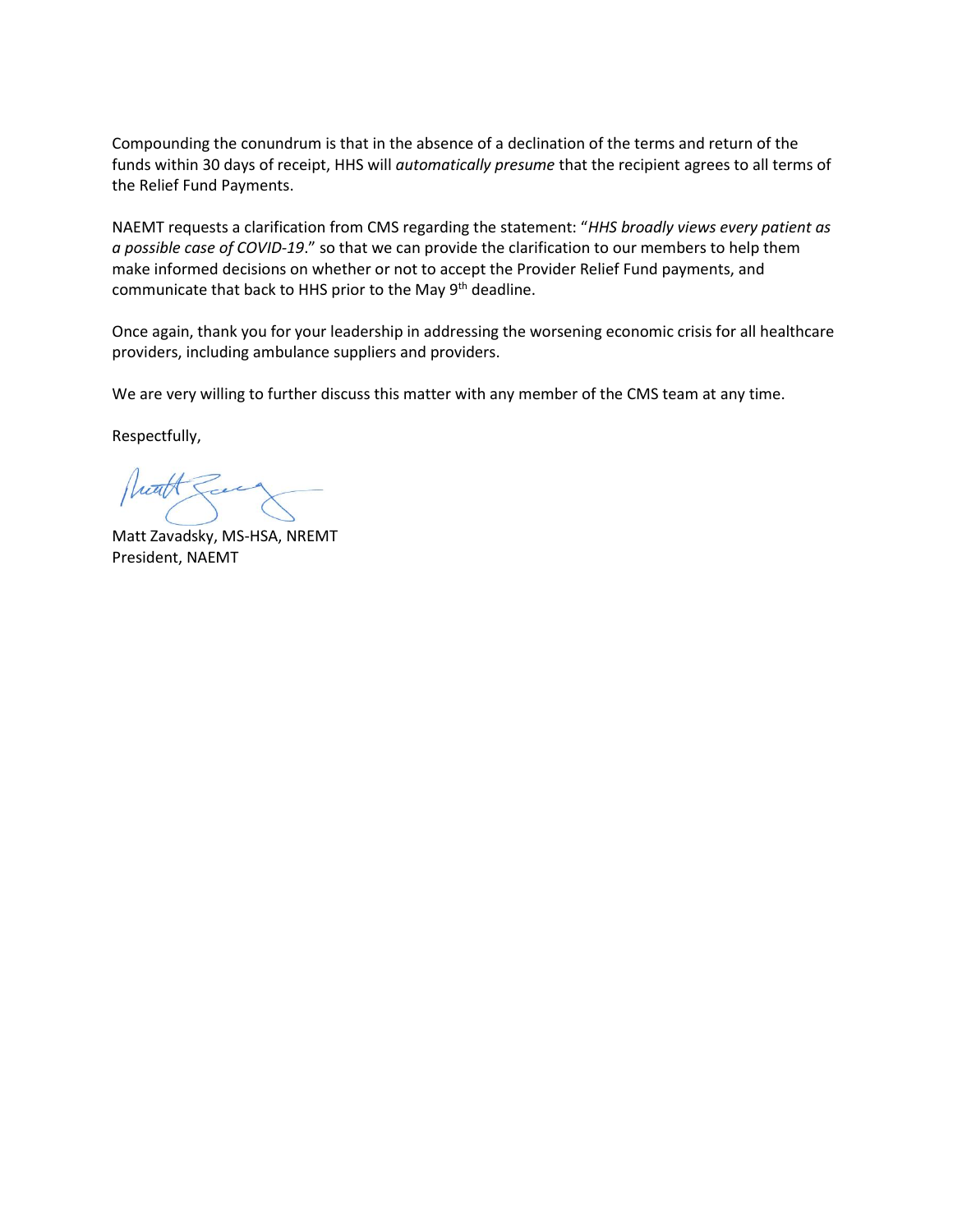Compounding the conundrum is that in the absence of a declination of the terms and return of the funds within 30 days of receipt, HHS will *automatically presume* that the recipient agrees to all terms of the Relief Fund Payments.

NAEMT requests a clarification from CMS regarding the statement: "*HHS broadly views every patient as a possible case of COVID-19*." so that we can provide the clarification to our members to help them make informed decisions on whether or not to accept the Provider Relief Fund payments, and communicate that back to HHS prior to the May 9th deadline.

Once again, thank you for your leadership in addressing the worsening economic crisis for all healthcare providers, including ambulance suppliers and providers.

We are very willing to further discuss this matter with any member of the CMS team at any time.

Respectfully,

Matt Zavadsky, MS-HSA, NREMT
President, NAEMT